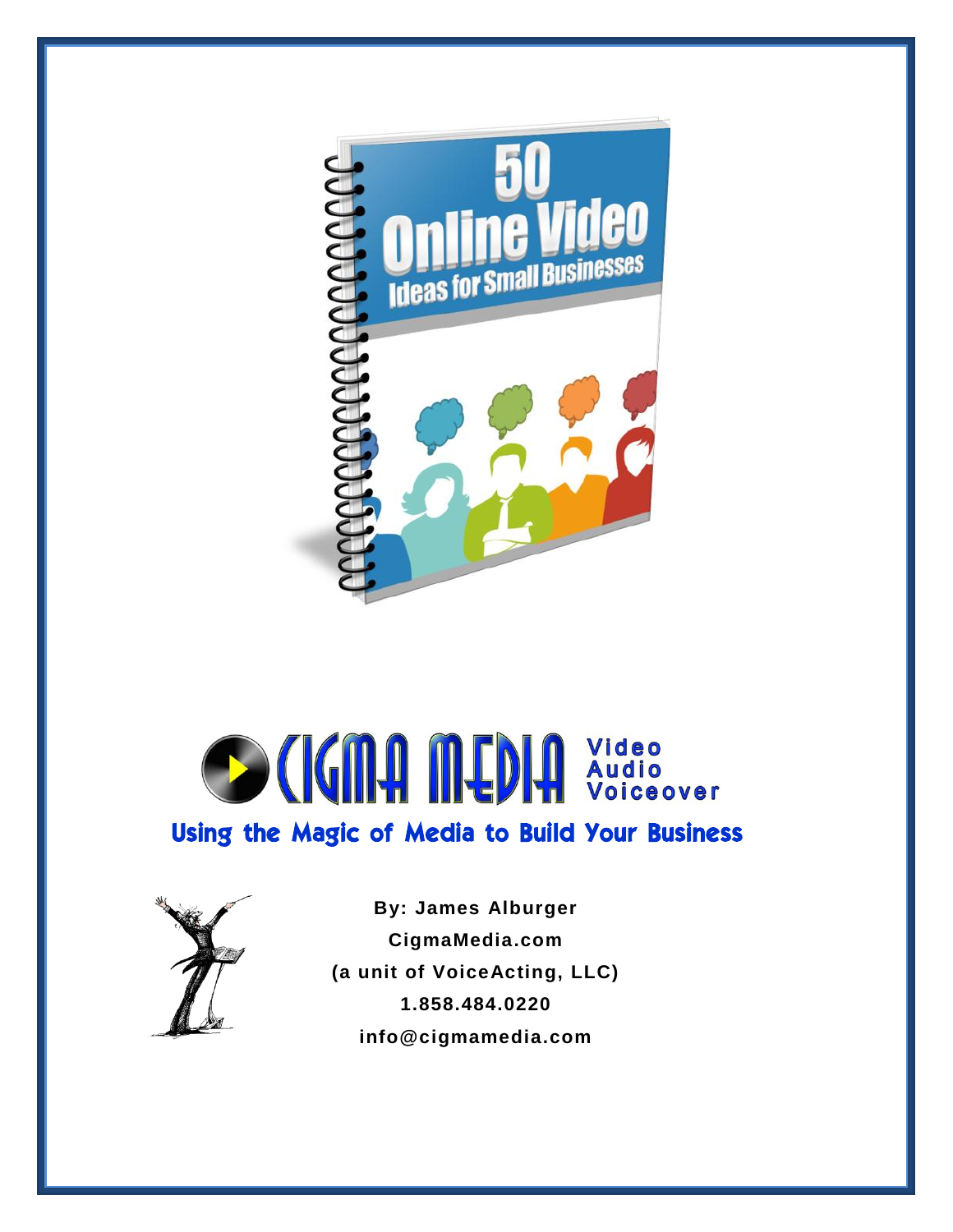# 50 Online Video Ideas for Small Businesses

CIGMA MEDIA Video Audio Voiceover

**Using the Magic of Media to Build Your Business**

**By: James Alburger**

**CigmaMedia.com**

**(a unit of VoiceActing, LLC)**

**1.858.484.0220**

**info@cigmamedia.com**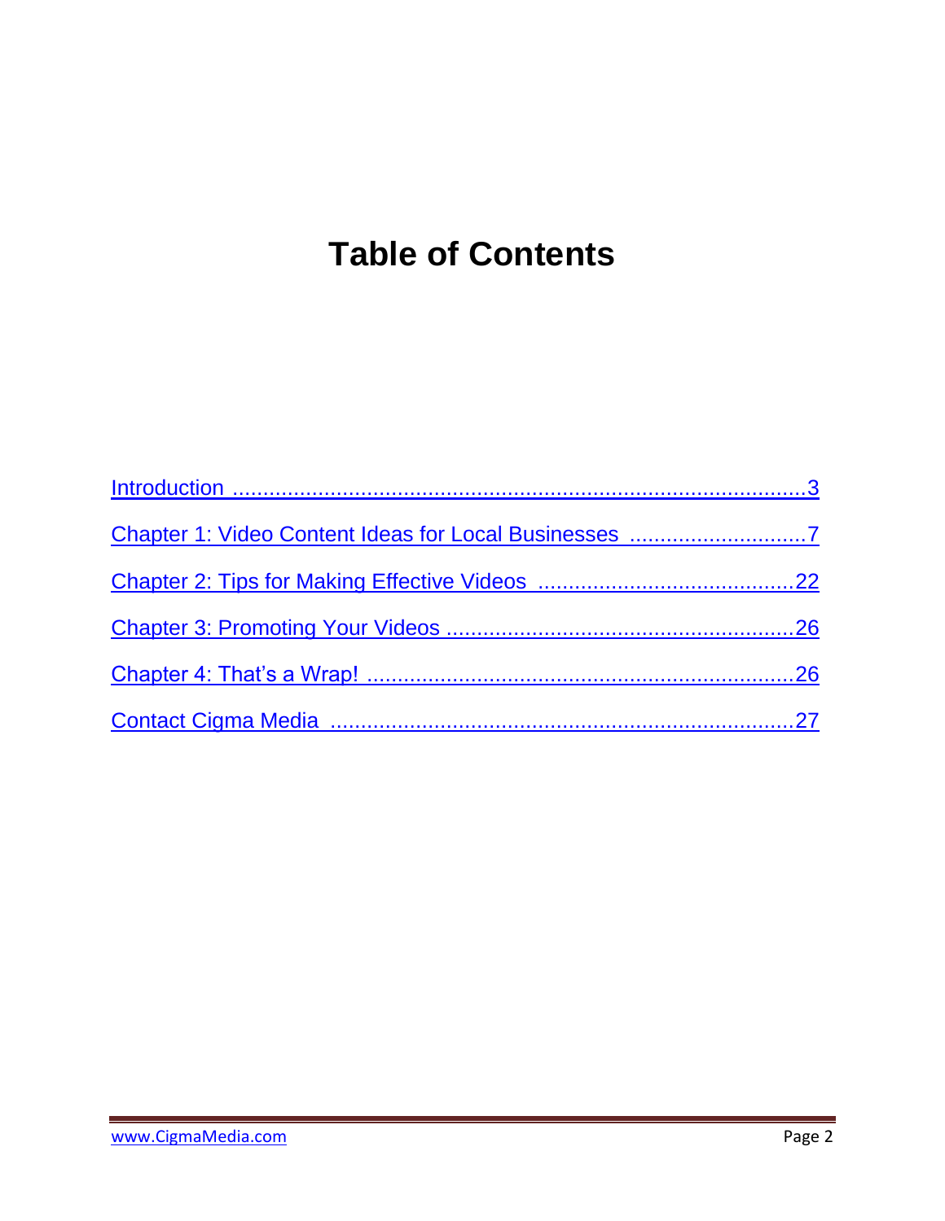# Table of Contents

Introduction ..........................................................................................3

Chapter 1: Video Content Ideas for Local Businesses .............................7

Chapter 2: Tips for Making Effective Videos .........................................22

Chapter 3: Promoting Your Videos ........................................................26

Chapter 4: That's a Wrap! .....................................................................26

Contact Cigma Media ...........................................................................27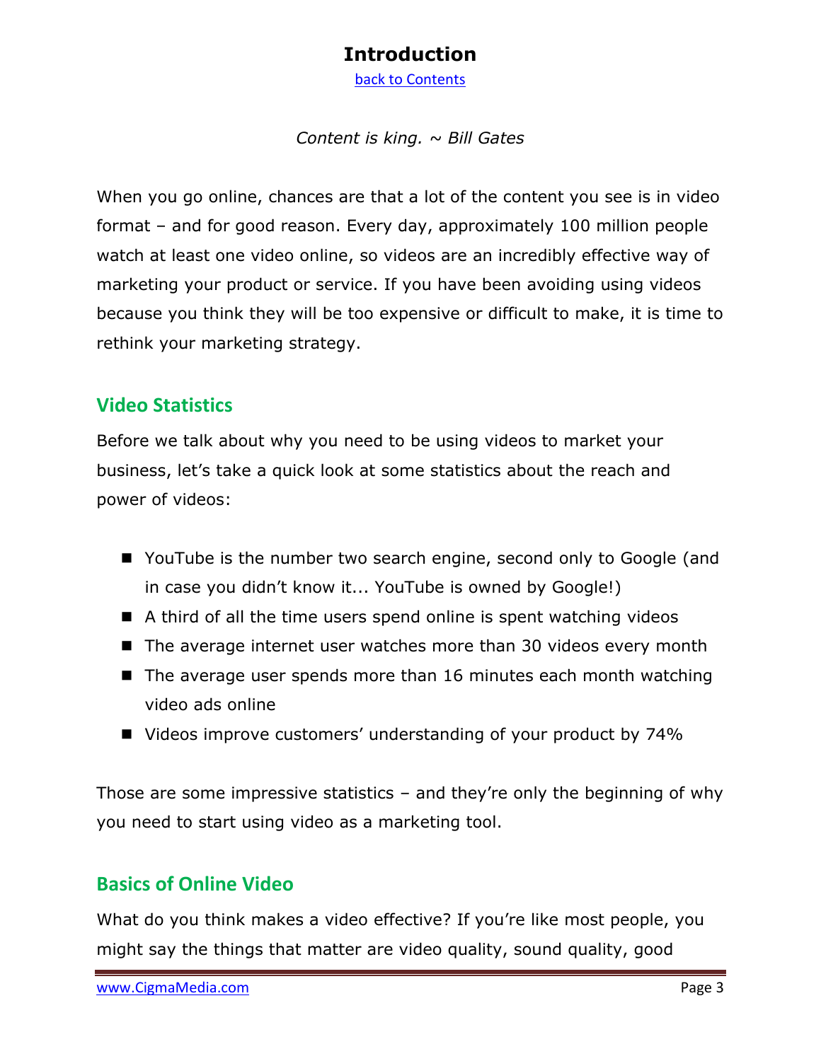# Introduction

back to Contents

*Content is king. ~ Bill Gates*

When you go online, chances are that a lot of the content you see is in video format – and for good reason. Every day, approximately 100 million people watch at least one video online, so videos are an incredibly effective way of marketing your product or service. If you have been avoiding using videos because you think they will be too expensive or difficult to make, it is time to rethink your marketing strategy.

## Video Statistics

Before we talk about why you need to be using videos to market your business, let's take a quick look at some statistics about the reach and power of videos:

- YouTube is the number two search engine, second only to Google (and in case you didn't know it... YouTube is owned by Google!)
- A third of all the time users spend online is spent watching videos
- The average internet user watches more than 30 videos every month
- The average user spends more than 16 minutes each month watching video ads online
- Videos improve customers' understanding of your product by 74%

Those are some impressive statistics – and they're only the beginning of why you need to start using video as a marketing tool.

## Basics of Online Video

What do you think makes a video effective? If you're like most people, you might say the things that matter are video quality, sound quality, good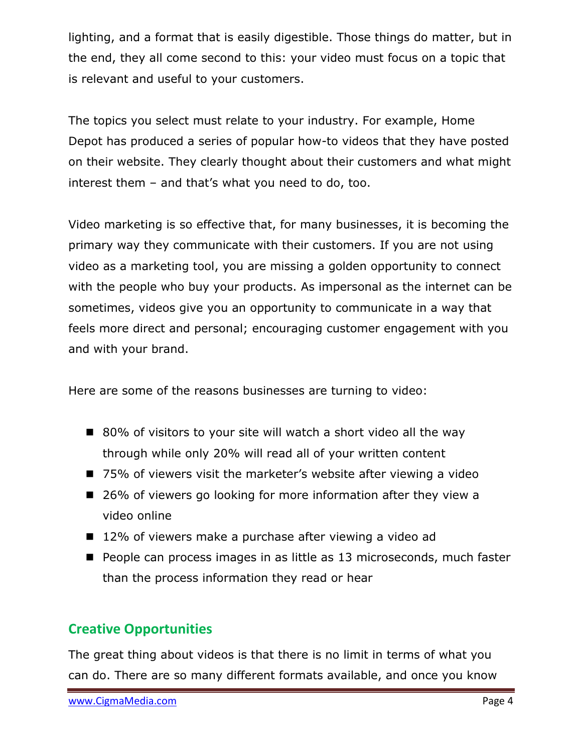lighting, and a format that is easily digestible. Those things do matter, but in the end, they all come second to this: your video must focus on a topic that is relevant and useful to your customers.

The topics you select must relate to your industry. For example, Home Depot has produced a series of popular how-to videos that they have posted on their website. They clearly thought about their customers and what might interest them – and that's what you need to do, too.

Video marketing is so effective that, for many businesses, it is becoming the primary way they communicate with their customers. If you are not using video as a marketing tool, you are missing a golden opportunity to connect with the people who buy your products. As impersonal as the internet can be sometimes, videos give you an opportunity to communicate in a way that feels more direct and personal; encouraging customer engagement with you and with your brand.

Here are some of the reasons businesses are turning to video:

- 80% of visitors to your site will watch a short video all the way through while only 20% will read all of your written content
- 75% of viewers visit the marketer's website after viewing a video
- 26% of viewers go looking for more information after they view a video online
- 12% of viewers make a purchase after viewing a video ad
- People can process images in as little as 13 microseconds, much faster than the process information they read or hear

## Creative Opportunities

The great thing about videos is that there is no limit in terms of what you can do. There are so many different formats available, and once you know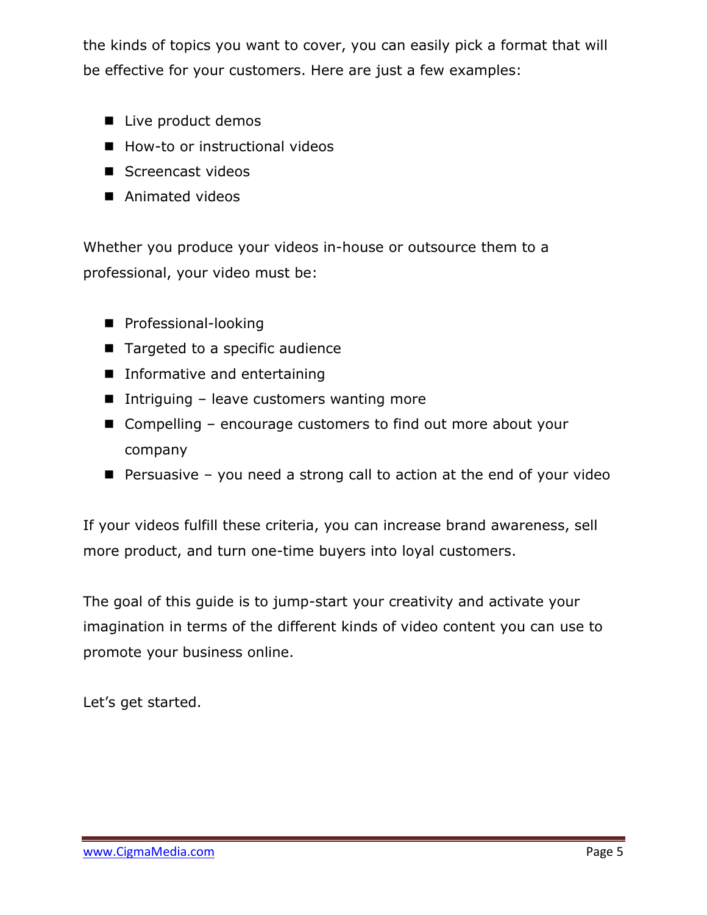the kinds of topics you want to cover, you can easily pick a format that will be effective for your customers. Here are just a few examples:

- Live product demos
- How-to or instructional videos
- Screencast videos
- Animated videos

Whether you produce your videos in-house or outsource them to a professional, your video must be:

- Professional-looking
- Targeted to a specific audience
- Informative and entertaining
- Intriguing – leave customers wanting more
- Compelling – encourage customers to find out more about your company
- Persuasive – you need a strong call to action at the end of your video

If your videos fulfill these criteria, you can increase brand awareness, sell more product, and turn one-time buyers into loyal customers.

The goal of this guide is to jump-start your creativity and activate your imagination in terms of the different kinds of video content you can use to promote your business online.

Let's get started.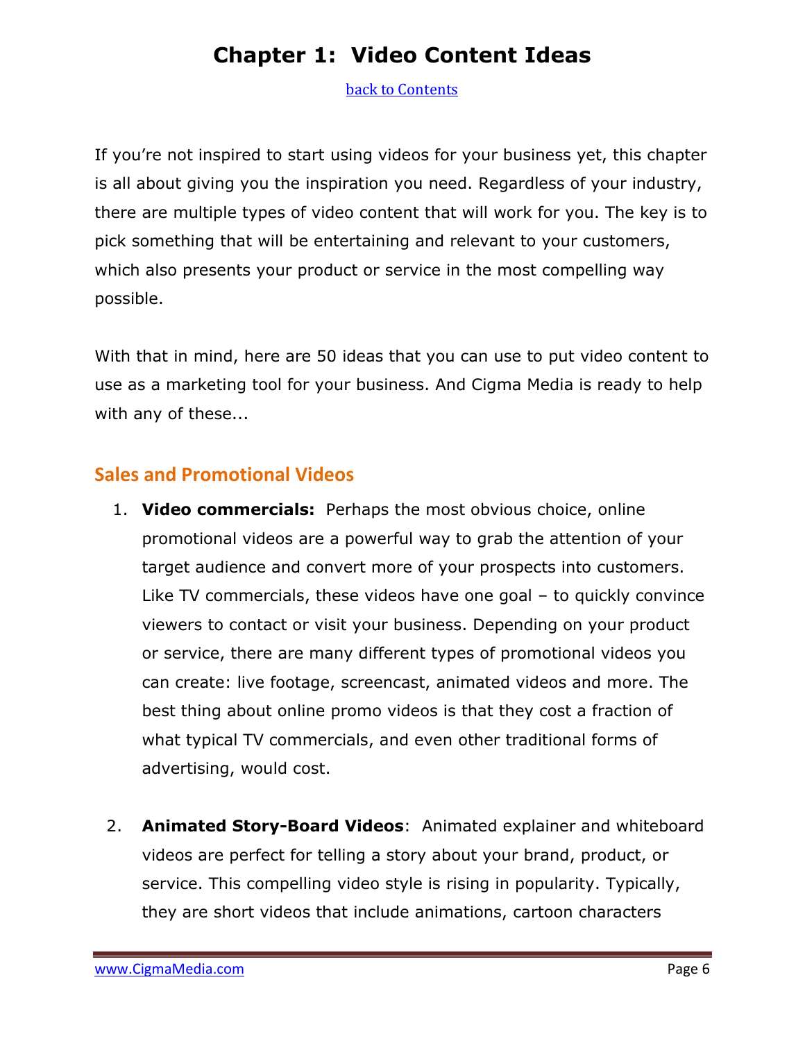# Chapter 1: Video Content Ideas

back to Contents

If you're not inspired to start using videos for your business yet, this chapter is all about giving you the inspiration you need. Regardless of your industry, there are multiple types of video content that will work for you. The key is to pick something that will be entertaining and relevant to your customers, which also presents your product or service in the most compelling way possible.

With that in mind, here are 50 ideas that you can use to put video content to use as a marketing tool for your business. And Cigma Media is ready to help with any of these...

## Sales and Promotional Videos

1. **Video commercials:** Perhaps the most obvious choice, online promotional videos are a powerful way to grab the attention of your target audience and convert more of your prospects into customers. Like TV commercials, these videos have one goal – to quickly convince viewers to contact or visit your business. Depending on your product or service, there are many different types of promotional videos you can create: live footage, screencast, animated videos and more. The best thing about online promo videos is that they cost a fraction of what typical TV commercials, and even other traditional forms of advertising, would cost.

2. **Animated Story-Board Videos**: Animated explainer and whiteboard videos are perfect for telling a story about your brand, product, or service. This compelling video style is rising in popularity. Typically, they are short videos that include animations, cartoon characters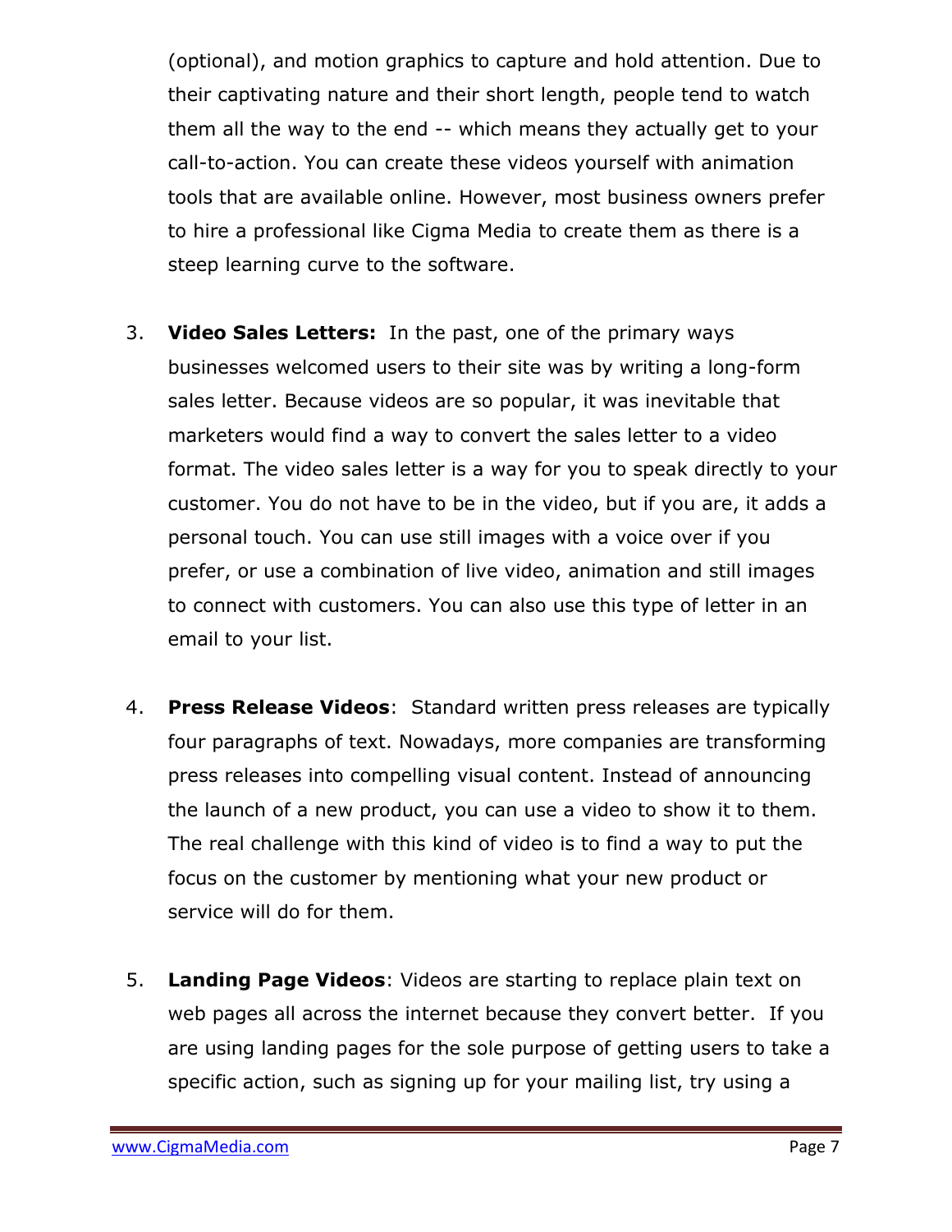(optional), and motion graphics to capture and hold attention. Due to their captivating nature and their short length, people tend to watch them all the way to the end -- which means they actually get to your call-to-action. You can create these videos yourself with animation tools that are available online. However, most business owners prefer to hire a professional like Cigma Media to create them as there is a steep learning curve to the software.

3. **Video Sales Letters:** In the past, one of the primary ways businesses welcomed users to their site was by writing a long-form sales letter. Because videos are so popular, it was inevitable that marketers would find a way to convert the sales letter to a video format. The video sales letter is a way for you to speak directly to your customer. You do not have to be in the video, but if you are, it adds a personal touch. You can use still images with a voice over if you prefer, or use a combination of live video, animation and still images to connect with customers. You can also use this type of letter in an email to your list.

4. **Press Release Videos**: Standard written press releases are typically four paragraphs of text. Nowadays, more companies are transforming press releases into compelling visual content. Instead of announcing the launch of a new product, you can use a video to show it to them. The real challenge with this kind of video is to find a way to put the focus on the customer by mentioning what your new product or service will do for them.

5. **Landing Page Videos**: Videos are starting to replace plain text on web pages all across the internet because they convert better. If you are using landing pages for the sole purpose of getting users to take a specific action, such as signing up for your mailing list, try using a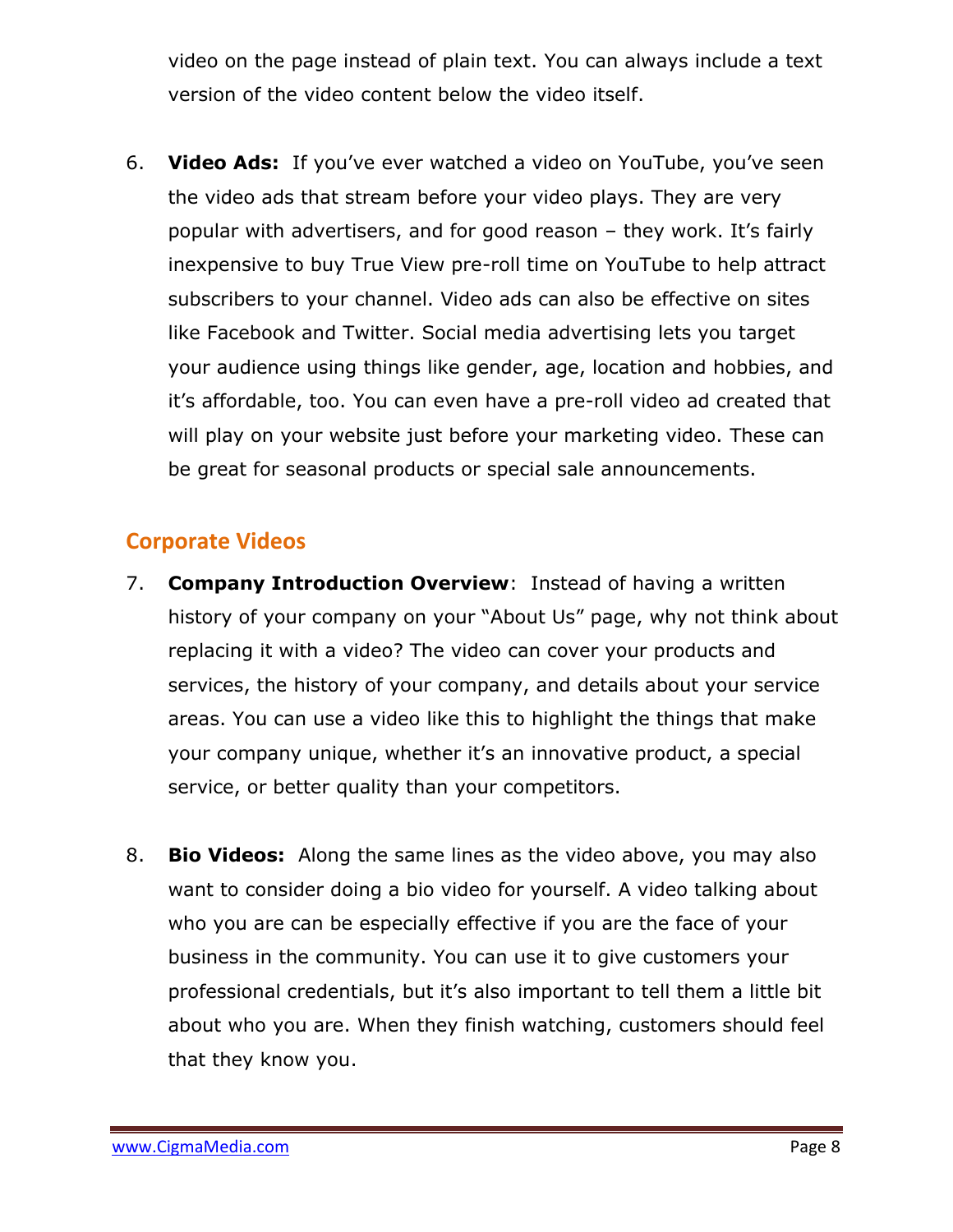video on the page instead of plain text. You can always include a text version of the video content below the video itself.

6. **Video Ads:** If you've ever watched a video on YouTube, you've seen the video ads that stream before your video plays. They are very popular with advertisers, and for good reason – they work. It's fairly inexpensive to buy True View pre-roll time on YouTube to help attract subscribers to your channel. Video ads can also be effective on sites like Facebook and Twitter. Social media advertising lets you target your audience using things like gender, age, location and hobbies, and it's affordable, too. You can even have a pre-roll video ad created that will play on your website just before your marketing video. These can be great for seasonal products or special sale announcements.

## Corporate Videos

7. **Company Introduction Overview**: Instead of having a written history of your company on your "About Us" page, why not think about replacing it with a video? The video can cover your products and services, the history of your company, and details about your service areas. You can use a video like this to highlight the things that make your company unique, whether it's an innovative product, a special service, or better quality than your competitors.

8. **Bio Videos:** Along the same lines as the video above, you may also want to consider doing a bio video for yourself. A video talking about who you are can be especially effective if you are the face of your business in the community. You can use it to give customers your professional credentials, but it's also important to tell them a little bit about who you are. When they finish watching, customers should feel that they know you.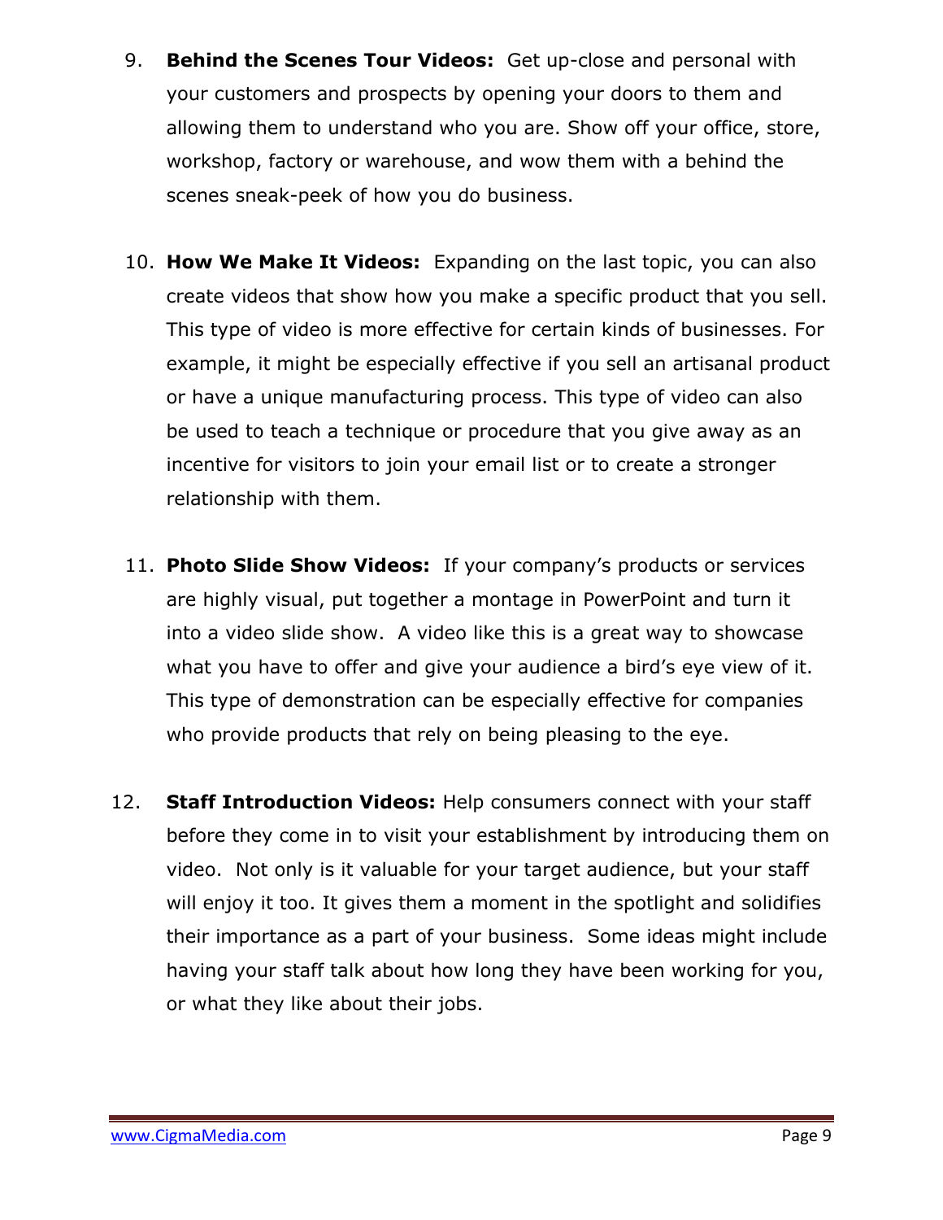9. **Behind the Scenes Tour Videos:** Get up-close and personal with your customers and prospects by opening your doors to them and allowing them to understand who you are. Show off your office, store, workshop, factory or warehouse, and wow them with a behind the scenes sneak-peek of how you do business.

10. **How We Make It Videos:** Expanding on the last topic, you can also create videos that show how you make a specific product that you sell. This type of video is more effective for certain kinds of businesses. For example, it might be especially effective if you sell an artisanal product or have a unique manufacturing process. This type of video can also be used to teach a technique or procedure that you give away as an incentive for visitors to join your email list or to create a stronger relationship with them.

11. **Photo Slide Show Videos:** If your company's products or services are highly visual, put together a montage in PowerPoint and turn it into a video slide show. A video like this is a great way to showcase what you have to offer and give your audience a bird's eye view of it. This type of demonstration can be especially effective for companies who provide products that rely on being pleasing to the eye.

12. **Staff Introduction Videos:** Help consumers connect with your staff before they come in to visit your establishment by introducing them on video. Not only is it valuable for your target audience, but your staff will enjoy it too. It gives them a moment in the spotlight and solidifies their importance as a part of your business. Some ideas might include having your staff talk about how long they have been working for you, or what they like about their jobs.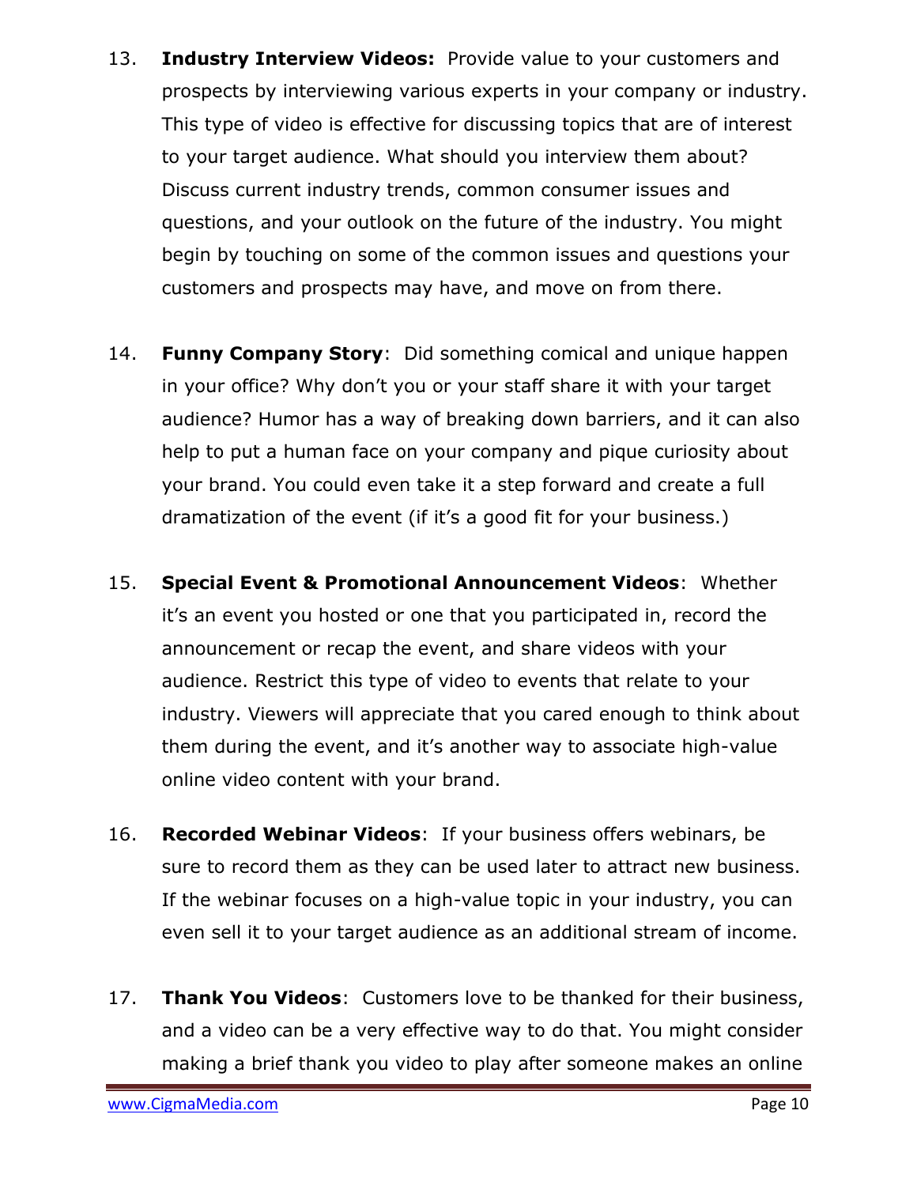13. **Industry Interview Videos:** Provide value to your customers and prospects by interviewing various experts in your company or industry. This type of video is effective for discussing topics that are of interest to your target audience. What should you interview them about? Discuss current industry trends, common consumer issues and questions, and your outlook on the future of the industry. You might begin by touching on some of the common issues and questions your customers and prospects may have, and move on from there.

14. **Funny Company Story**: Did something comical and unique happen in your office? Why don't you or your staff share it with your target audience? Humor has a way of breaking down barriers, and it can also help to put a human face on your company and pique curiosity about your brand. You could even take it a step forward and create a full dramatization of the event (if it's a good fit for your business.)

15. **Special Event & Promotional Announcement Videos**: Whether it's an event you hosted or one that you participated in, record the announcement or recap the event, and share videos with your audience. Restrict this type of video to events that relate to your industry. Viewers will appreciate that you cared enough to think about them during the event, and it's another way to associate high-value online video content with your brand.

16. **Recorded Webinar Videos**: If your business offers webinars, be sure to record them as they can be used later to attract new business. If the webinar focuses on a high-value topic in your industry, you can even sell it to your target audience as an additional stream of income.

17. **Thank You Videos**: Customers love to be thanked for their business, and a video can be a very effective way to do that. You might consider making a brief thank you video to play after someone makes an online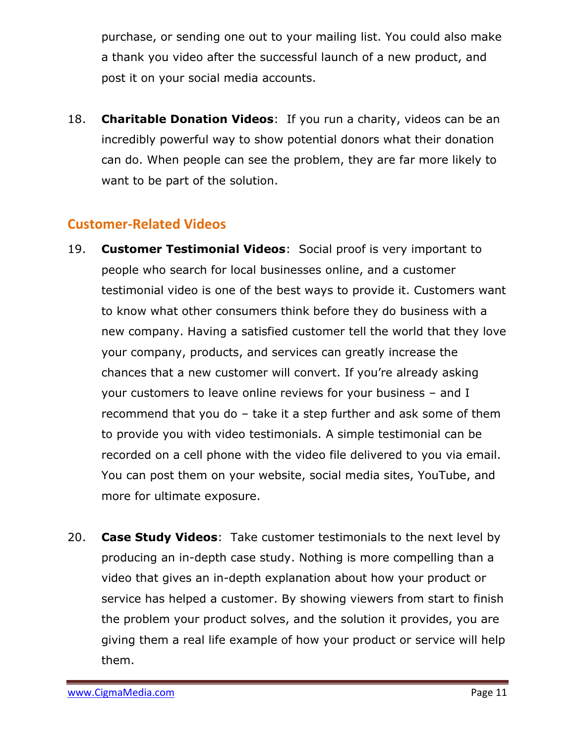purchase, or sending one out to your mailing list. You could also make a thank you video after the successful launch of a new product, and post it on your social media accounts.

18. **Charitable Donation Videos**: If you run a charity, videos can be an incredibly powerful way to show potential donors what their donation can do. When people can see the problem, they are far more likely to want to be part of the solution.

## Customer-Related Videos

19. **Customer Testimonial Videos**: Social proof is very important to people who search for local businesses online, and a customer testimonial video is one of the best ways to provide it. Customers want to know what other consumers think before they do business with a new company. Having a satisfied customer tell the world that they love your company, products, and services can greatly increase the chances that a new customer will convert. If you're already asking your customers to leave online reviews for your business – and I recommend that you do – take it a step further and ask some of them to provide you with video testimonials. A simple testimonial can be recorded on a cell phone with the video file delivered to you via email. You can post them on your website, social media sites, YouTube, and more for ultimate exposure.

20. **Case Study Videos**: Take customer testimonials to the next level by producing an in-depth case study. Nothing is more compelling than a video that gives an in-depth explanation about how your product or service has helped a customer. By showing viewers from start to finish the problem your product solves, and the solution it provides, you are giving them a real life example of how your product or service will help them.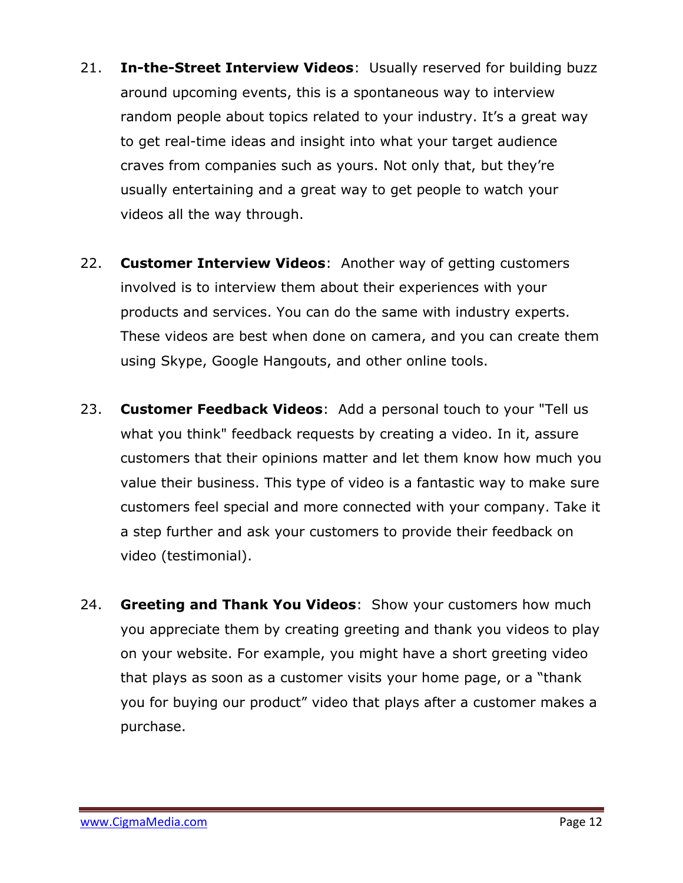21. **In-the-Street Interview Videos**: Usually reserved for building buzz around upcoming events, this is a spontaneous way to interview random people about topics related to your industry. It's a great way to get real-time ideas and insight into what your target audience craves from companies such as yours. Not only that, but they're usually entertaining and a great way to get people to watch your videos all the way through.

22. **Customer Interview Videos**: Another way of getting customers involved is to interview them about their experiences with your products and services. You can do the same with industry experts. These videos are best when done on camera, and you can create them using Skype, Google Hangouts, and other online tools.

23. **Customer Feedback Videos**: Add a personal touch to your "Tell us what you think" feedback requests by creating a video. In it, assure customers that their opinions matter and let them know how much you value their business. This type of video is a fantastic way to make sure customers feel special and more connected with your company. Take it a step further and ask your customers to provide their feedback on video (testimonial).

24. **Greeting and Thank You Videos**: Show your customers how much you appreciate them by creating greeting and thank you videos to play on your website. For example, you might have a short greeting video that plays as soon as a customer visits your home page, or a "thank you for buying our product" video that plays after a customer makes a purchase.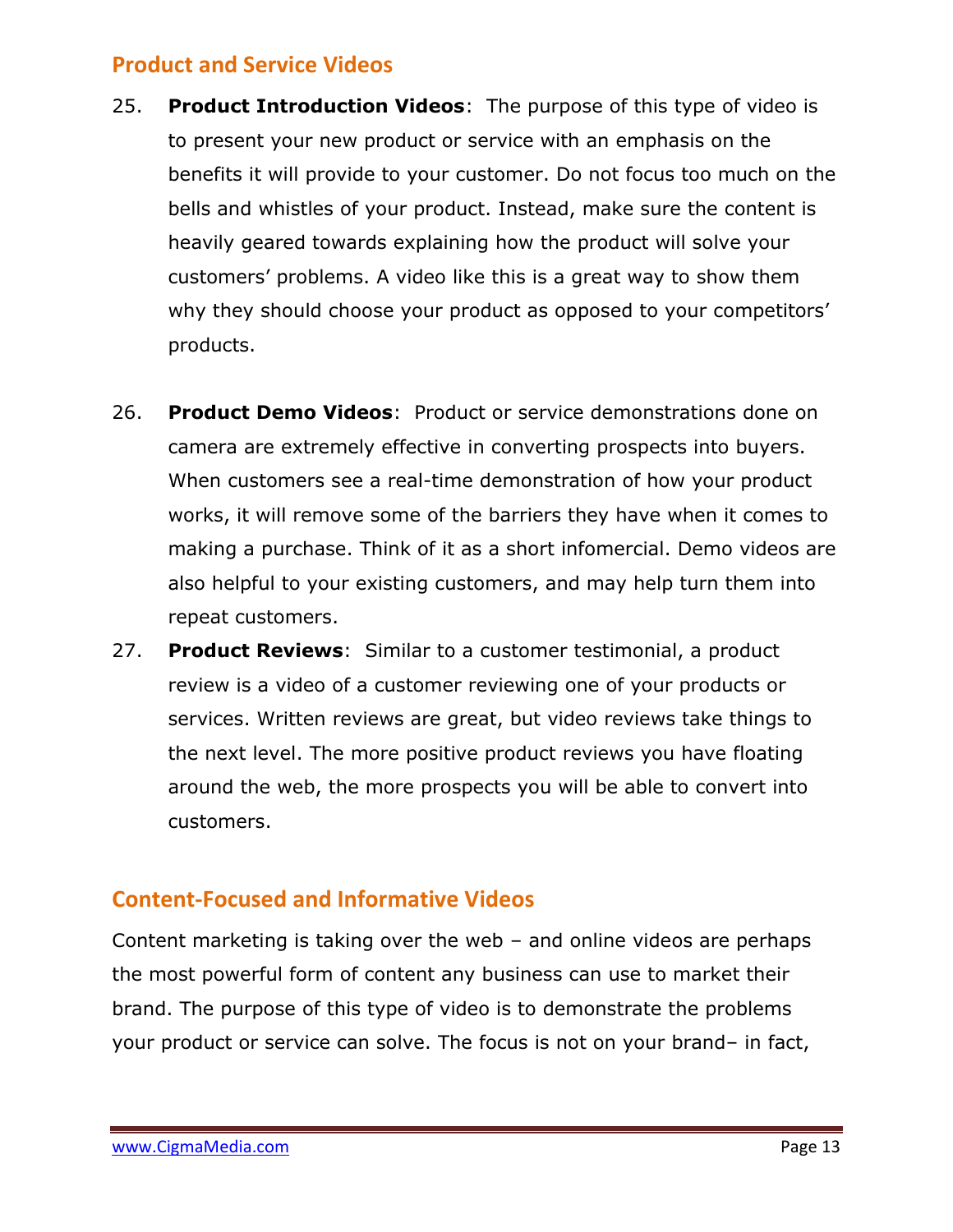## Product and Service Videos

25. **Product Introduction Videos**: The purpose of this type of video is to present your new product or service with an emphasis on the benefits it will provide to your customer. Do not focus too much on the bells and whistles of your product. Instead, make sure the content is heavily geared towards explaining how the product will solve your customers' problems. A video like this is a great way to show them why they should choose your product as opposed to your competitors' products.

26. **Product Demo Videos**: Product or service demonstrations done on camera are extremely effective in converting prospects into buyers. When customers see a real-time demonstration of how your product works, it will remove some of the barriers they have when it comes to making a purchase. Think of it as a short infomercial. Demo videos are also helpful to your existing customers, and may help turn them into repeat customers.

27. **Product Reviews**: Similar to a customer testimonial, a product review is a video of a customer reviewing one of your products or services. Written reviews are great, but video reviews take things to the next level. The more positive product reviews you have floating around the web, the more prospects you will be able to convert into customers.

## Content-Focused and Informative Videos

Content marketing is taking over the web – and online videos are perhaps the most powerful form of content any business can use to market their brand. The purpose of this type of video is to demonstrate the problems your product or service can solve. The focus is not on your brand– in fact,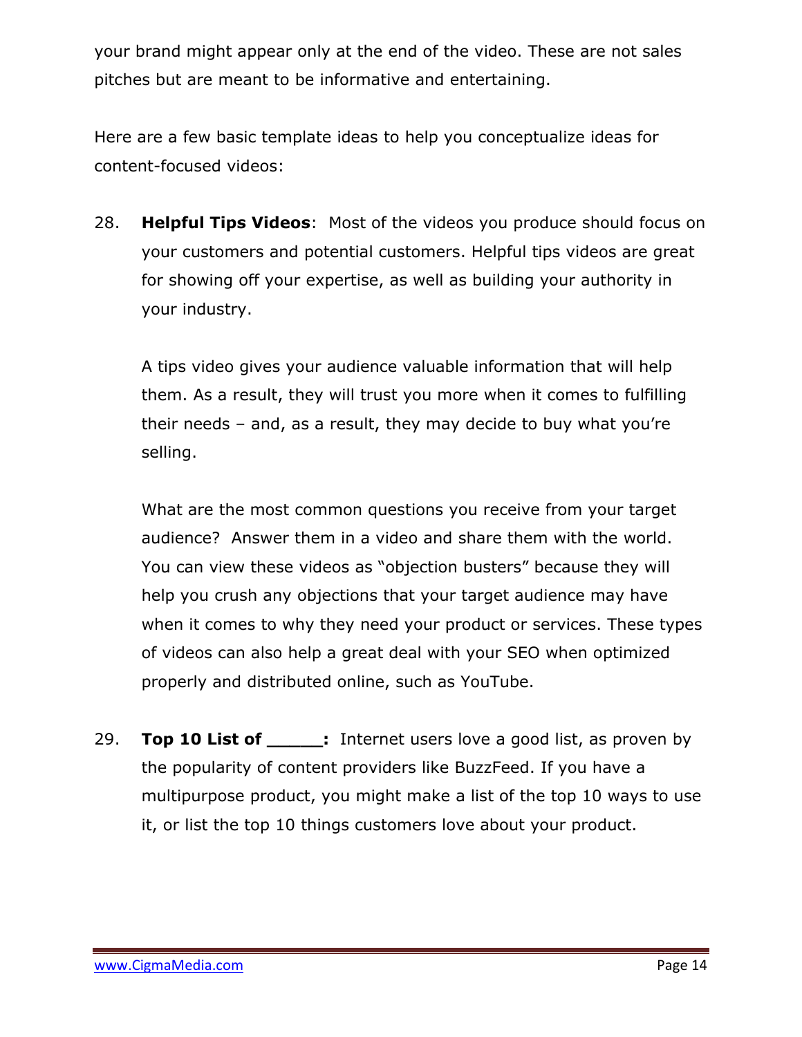your brand might appear only at the end of the video. These are not sales pitches but are meant to be informative and entertaining.

Here are a few basic template ideas to help you conceptualize ideas for content-focused videos:

28. **Helpful Tips Videos**: Most of the videos you produce should focus on your customers and potential customers. Helpful tips videos are great for showing off your expertise, as well as building your authority in your industry.

    A tips video gives your audience valuable information that will help them. As a result, they will trust you more when it comes to fulfilling their needs – and, as a result, they may decide to buy what you're selling.

    What are the most common questions you receive from your target audience? Answer them in a video and share them with the world. You can view these videos as "objection busters" because they will help you crush any objections that your target audience may have when it comes to why they need your product or services. These types of videos can also help a great deal with your SEO when optimized properly and distributed online, such as YouTube.

29. **Top 10 List of _____:** Internet users love a good list, as proven by the popularity of content providers like BuzzFeed. If you have a multipurpose product, you might make a list of the top 10 ways to use it, or list the top 10 things customers love about your product.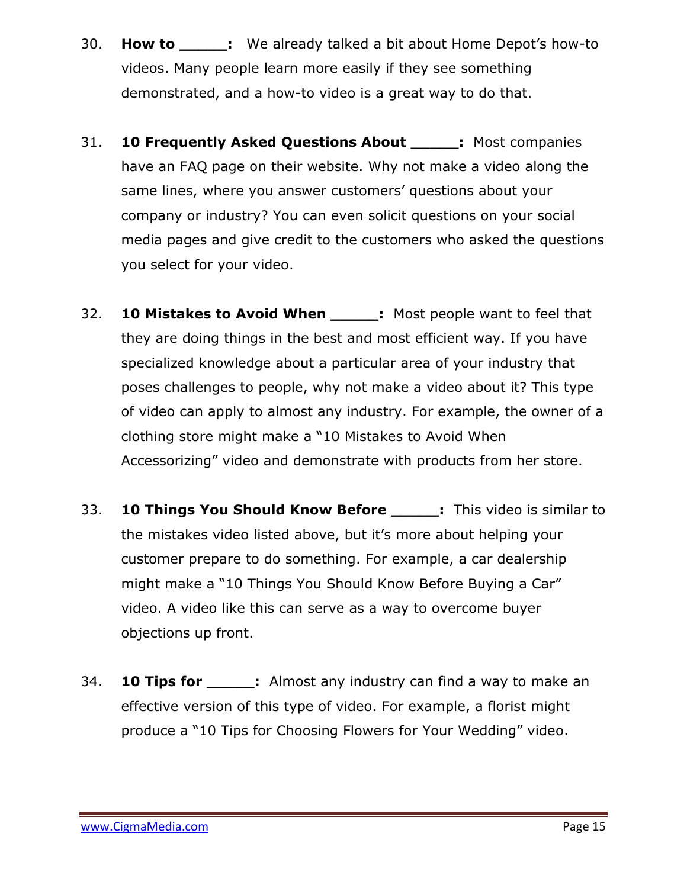30. **How to _____:** We already talked a bit about Home Depot's how-to videos. Many people learn more easily if they see something demonstrated, and a how-to video is a great way to do that.

31. **10 Frequently Asked Questions About _____:** Most companies have an FAQ page on their website. Why not make a video along the same lines, where you answer customers' questions about your company or industry? You can even solicit questions on your social media pages and give credit to the customers who asked the questions you select for your video.

32. **10 Mistakes to Avoid When _____:** Most people want to feel that they are doing things in the best and most efficient way. If you have specialized knowledge about a particular area of your industry that poses challenges to people, why not make a video about it? This type of video can apply to almost any industry. For example, the owner of a clothing store might make a "10 Mistakes to Avoid When Accessorizing" video and demonstrate with products from her store.

33. **10 Things You Should Know Before _____:** This video is similar to the mistakes video listed above, but it's more about helping your customer prepare to do something. For example, a car dealership might make a "10 Things You Should Know Before Buying a Car" video. A video like this can serve as a way to overcome buyer objections up front.

34. **10 Tips for _____:** Almost any industry can find a way to make an effective version of this type of video. For example, a florist might produce a "10 Tips for Choosing Flowers for Your Wedding" video.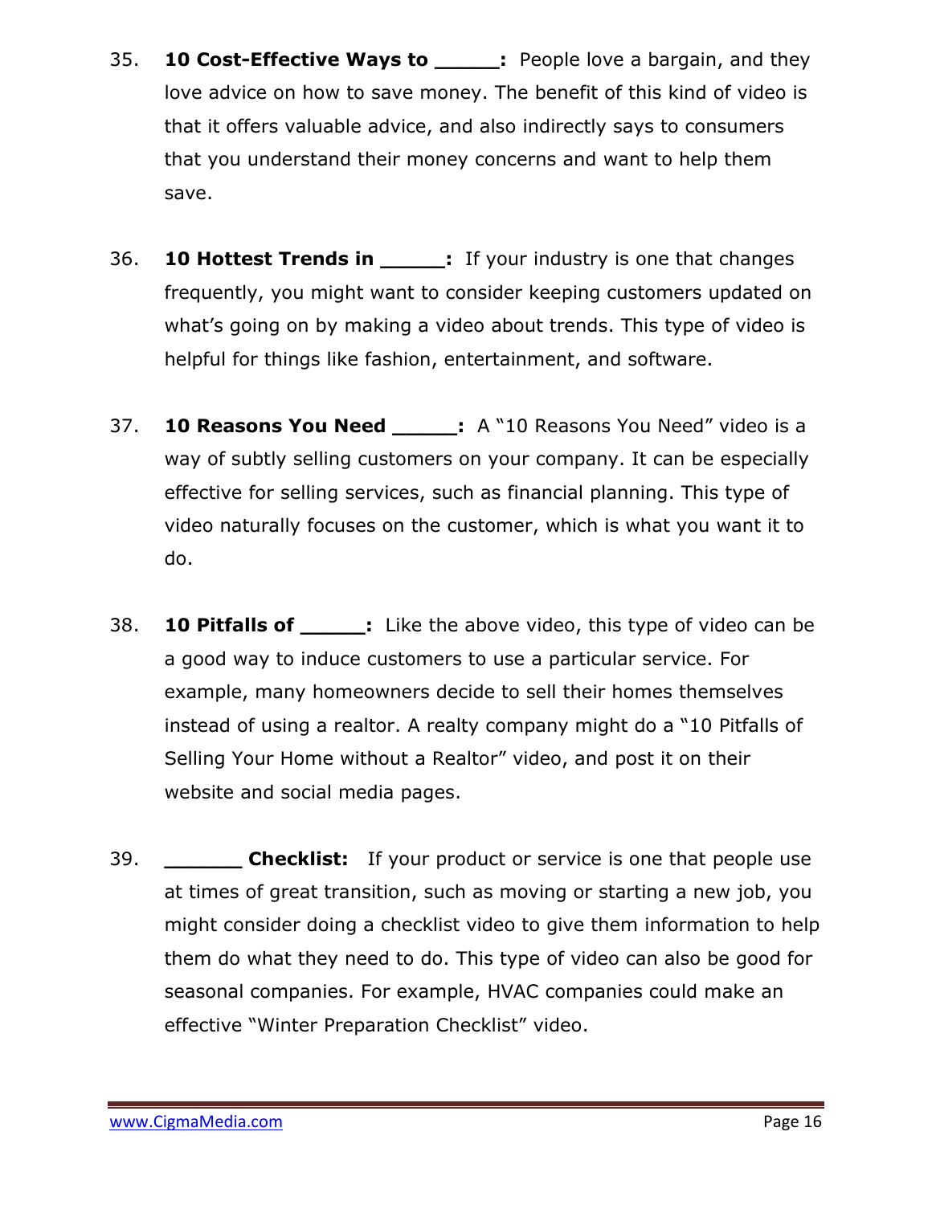35. **10 Cost-Effective Ways to _____:** People love a bargain, and they love advice on how to save money. The benefit of this kind of video is that it offers valuable advice, and also indirectly says to consumers that you understand their money concerns and want to help them save.

36. **10 Hottest Trends in _____:** If your industry is one that changes frequently, you might want to consider keeping customers updated on what's going on by making a video about trends. This type of video is helpful for things like fashion, entertainment, and software.

37. **10 Reasons You Need _____:** A "10 Reasons You Need" video is a way of subtly selling customers on your company. It can be especially effective for selling services, such as financial planning. This type of video naturally focuses on the customer, which is what you want it to do.

38. **10 Pitfalls of _____:** Like the above video, this type of video can be a good way to induce customers to use a particular service. For example, many homeowners decide to sell their homes themselves instead of using a realtor. A realty company might do a "10 Pitfalls of Selling Your Home without a Realtor" video, and post it on their website and social media pages.

39. **______ Checklist:** If your product or service is one that people use at times of great transition, such as moving or starting a new job, you might consider doing a checklist video to give them information to help them do what they need to do. This type of video can also be good for seasonal companies. For example, HVAC companies could make an effective "Winter Preparation Checklist" video.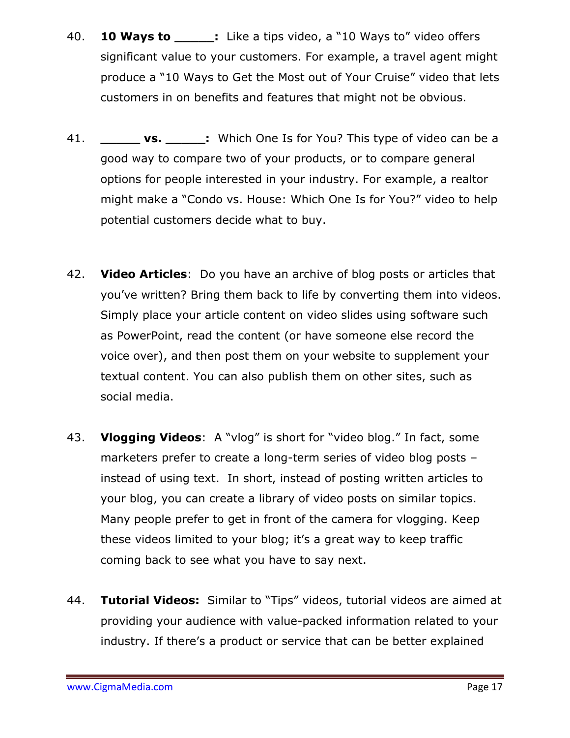40. **10 Ways to _____:** Like a tips video, a "10 Ways to" video offers significant value to your customers. For example, a travel agent might produce a "10 Ways to Get the Most out of Your Cruise" video that lets customers in on benefits and features that might not be obvious.

41. **_____ vs. _____:** Which One Is for You? This type of video can be a good way to compare two of your products, or to compare general options for people interested in your industry. For example, a realtor might make a "Condo vs. House: Which One Is for You?" video to help potential customers decide what to buy.

42. **Video Articles**: Do you have an archive of blog posts or articles that you've written? Bring them back to life by converting them into videos. Simply place your article content on video slides using software such as PowerPoint, read the content (or have someone else record the voice over), and then post them on your website to supplement your textual content. You can also publish them on other sites, such as social media.

43. **Vlogging Videos**: A "vlog" is short for "video blog." In fact, some marketers prefer to create a long-term series of video blog posts – instead of using text. In short, instead of posting written articles to your blog, you can create a library of video posts on similar topics. Many people prefer to get in front of the camera for vlogging. Keep these videos limited to your blog; it's a great way to keep traffic coming back to see what you have to say next.

44. **Tutorial Videos:** Similar to "Tips" videos, tutorial videos are aimed at providing your audience with value-packed information related to your industry. If there's a product or service that can be better explained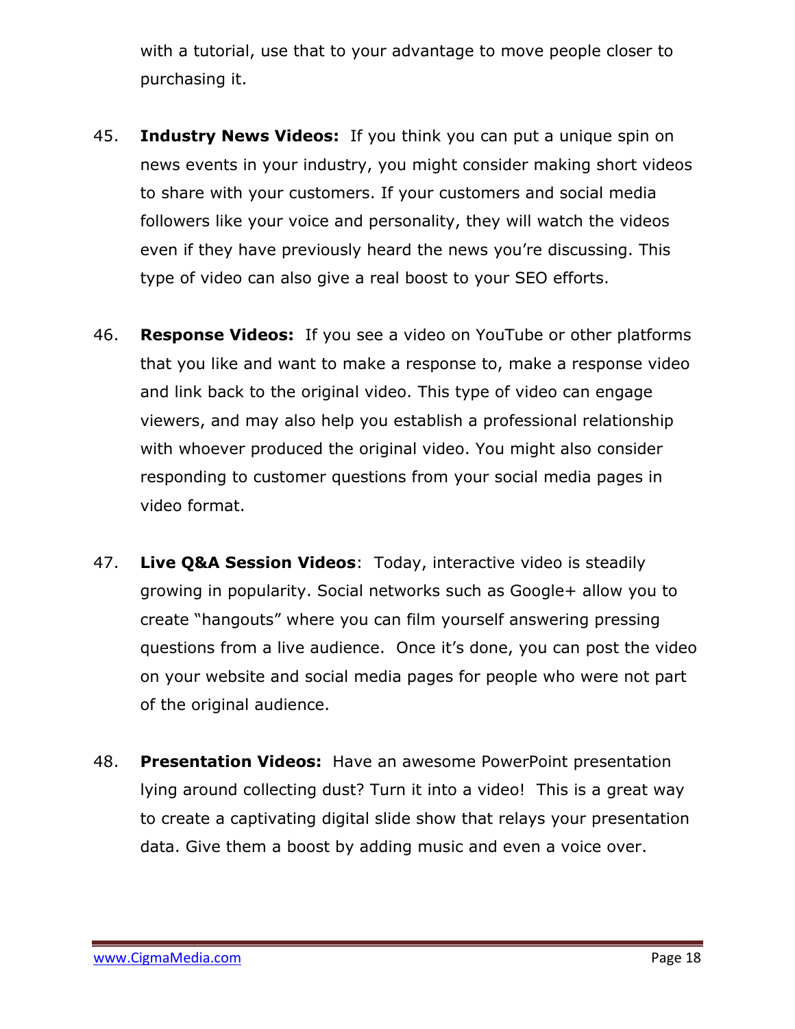with a tutorial, use that to your advantage to move people closer to purchasing it.

45. **Industry News Videos:** If you think you can put a unique spin on news events in your industry, you might consider making short videos to share with your customers. If your customers and social media followers like your voice and personality, they will watch the videos even if they have previously heard the news you're discussing. This type of video can also give a real boost to your SEO efforts.

46. **Response Videos:** If you see a video on YouTube or other platforms that you like and want to make a response to, make a response video and link back to the original video. This type of video can engage viewers, and may also help you establish a professional relationship with whoever produced the original video. You might also consider responding to customer questions from your social media pages in video format.

47. **Live Q&A Session Videos**: Today, interactive video is steadily growing in popularity. Social networks such as Google+ allow you to create "hangouts" where you can film yourself answering pressing questions from a live audience. Once it's done, you can post the video on your website and social media pages for people who were not part of the original audience.

48. **Presentation Videos:** Have an awesome PowerPoint presentation lying around collecting dust? Turn it into a video! This is a great way to create a captivating digital slide show that relays your presentation data. Give them a boost by adding music and even a voice over.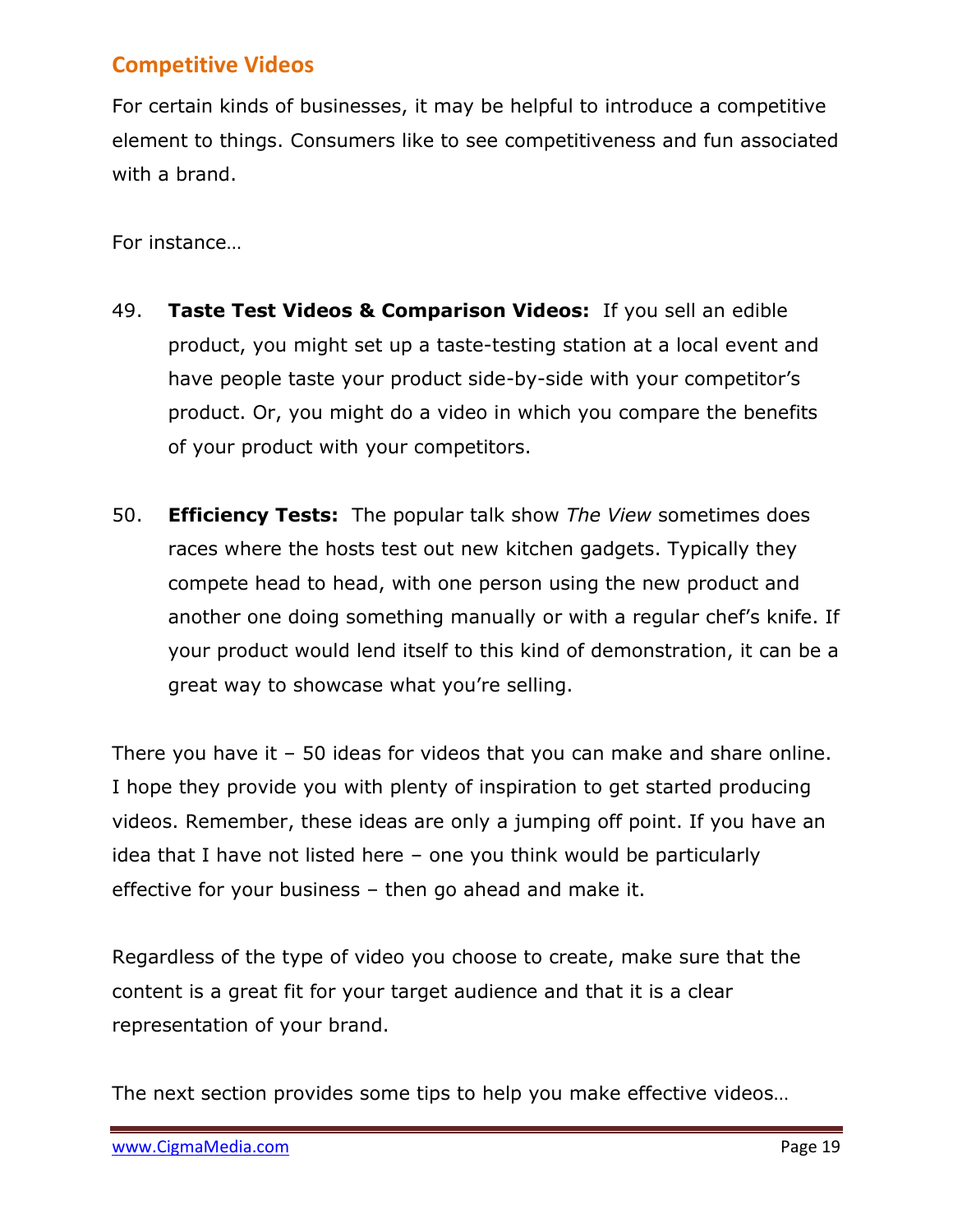## Competitive Videos

For certain kinds of businesses, it may be helpful to introduce a competitive element to things. Consumers like to see competitiveness and fun associated with a brand.

For instance…

49. **Taste Test Videos & Comparison Videos:** If you sell an edible product, you might set up a taste-testing station at a local event and have people taste your product side-by-side with your competitor's product. Or, you might do a video in which you compare the benefits of your product with your competitors.

50. **Efficiency Tests:** The popular talk show *The View* sometimes does races where the hosts test out new kitchen gadgets. Typically they compete head to head, with one person using the new product and another one doing something manually or with a regular chef's knife. If your product would lend itself to this kind of demonstration, it can be a great way to showcase what you're selling.

There you have it – 50 ideas for videos that you can make and share online. I hope they provide you with plenty of inspiration to get started producing videos. Remember, these ideas are only a jumping off point. If you have an idea that I have not listed here – one you think would be particularly effective for your business – then go ahead and make it.

Regardless of the type of video you choose to create, make sure that the content is a great fit for your target audience and that it is a clear representation of your brand.

The next section provides some tips to help you make effective videos…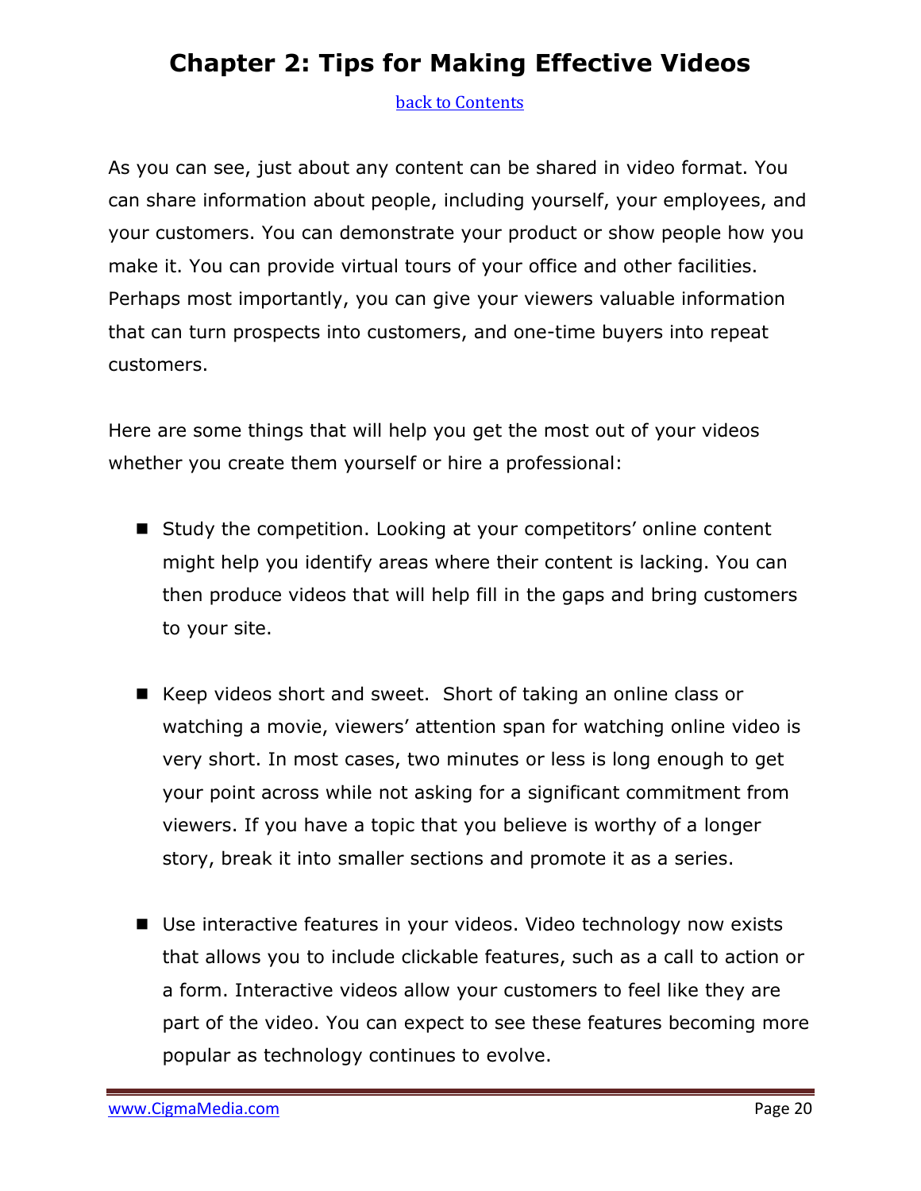# Chapter 2: Tips for Making Effective Videos

back to Contents

As you can see, just about any content can be shared in video format. You can share information about people, including yourself, your employees, and your customers. You can demonstrate your product or show people how you make it. You can provide virtual tours of your office and other facilities. Perhaps most importantly, you can give your viewers valuable information that can turn prospects into customers, and one-time buyers into repeat customers.

Here are some things that will help you get the most out of your videos whether you create them yourself or hire a professional:

- Study the competition. Looking at your competitors' online content might help you identify areas where their content is lacking. You can then produce videos that will help fill in the gaps and bring customers to your site.

- Keep videos short and sweet. Short of taking an online class or watching a movie, viewers' attention span for watching online video is very short. In most cases, two minutes or less is long enough to get your point across while not asking for a significant commitment from viewers. If you have a topic that you believe is worthy of a longer story, break it into smaller sections and promote it as a series.

- Use interactive features in your videos. Video technology now exists that allows you to include clickable features, such as a call to action or a form. Interactive videos allow your customers to feel like they are part of the video. You can expect to see these features becoming more popular as technology continues to evolve.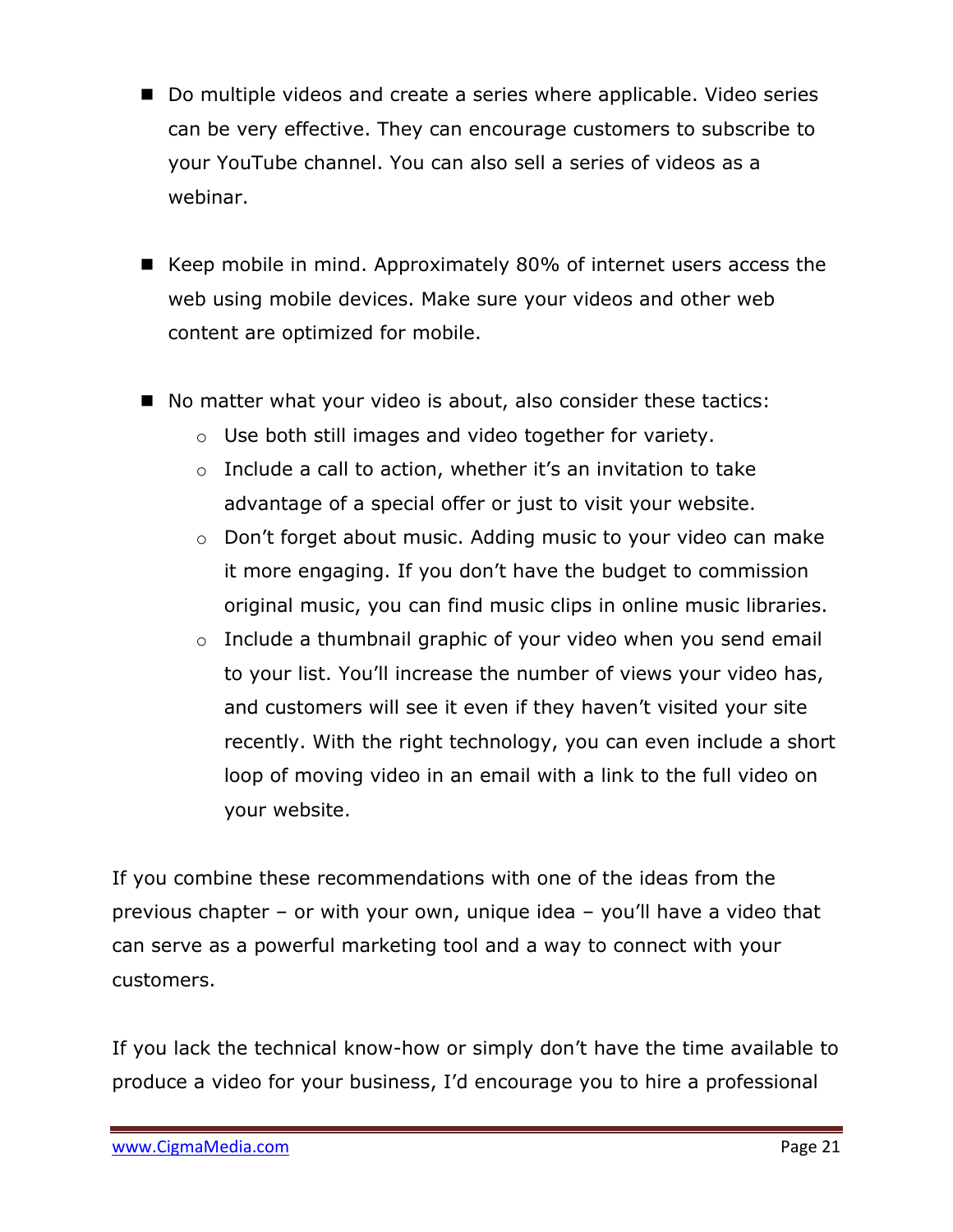- Do multiple videos and create a series where applicable. Video series can be very effective. They can encourage customers to subscribe to your YouTube channel. You can also sell a series of videos as a webinar.

- Keep mobile in mind. Approximately 80% of internet users access the web using mobile devices. Make sure your videos and other web content are optimized for mobile.

- No matter what your video is about, also consider these tactics:
  - Use both still images and video together for variety.
  - Include a call to action, whether it's an invitation to take advantage of a special offer or just to visit your website.
  - Don't forget about music. Adding music to your video can make it more engaging. If you don't have the budget to commission original music, you can find music clips in online music libraries.
  - Include a thumbnail graphic of your video when you send email to your list. You'll increase the number of views your video has, and customers will see it even if they haven't visited your site recently. With the right technology, you can even include a short loop of moving video in an email with a link to the full video on your website.

If you combine these recommendations with one of the ideas from the previous chapter – or with your own, unique idea – you'll have a video that can serve as a powerful marketing tool and a way to connect with your customers.

If you lack the technical know-how or simply don't have the time available to produce a video for your business, I'd encourage you to hire a professional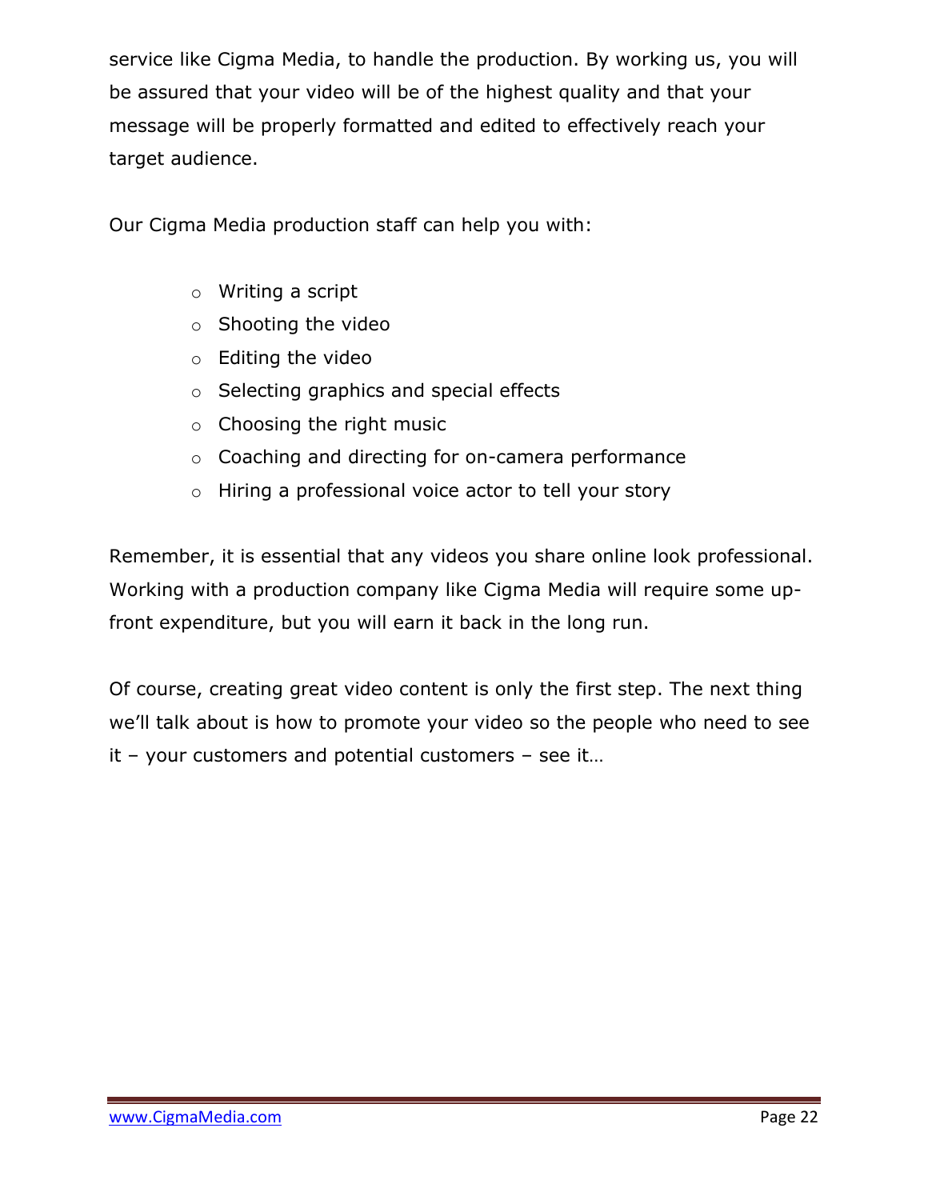service like Cigma Media, to handle the production. By working us, you will be assured that your video will be of the highest quality and that your message will be properly formatted and edited to effectively reach your target audience.

Our Cigma Media production staff can help you with:

- Writing a script
- Shooting the video
- Editing the video
- Selecting graphics and special effects
- Choosing the right music
- Coaching and directing for on-camera performance
- Hiring a professional voice actor to tell your story

Remember, it is essential that any videos you share online look professional. Working with a production company like Cigma Media will require some up-front expenditure, but you will earn it back in the long run.

Of course, creating great video content is only the first step. The next thing we'll talk about is how to promote your video so the people who need to see it – your customers and potential customers – see it…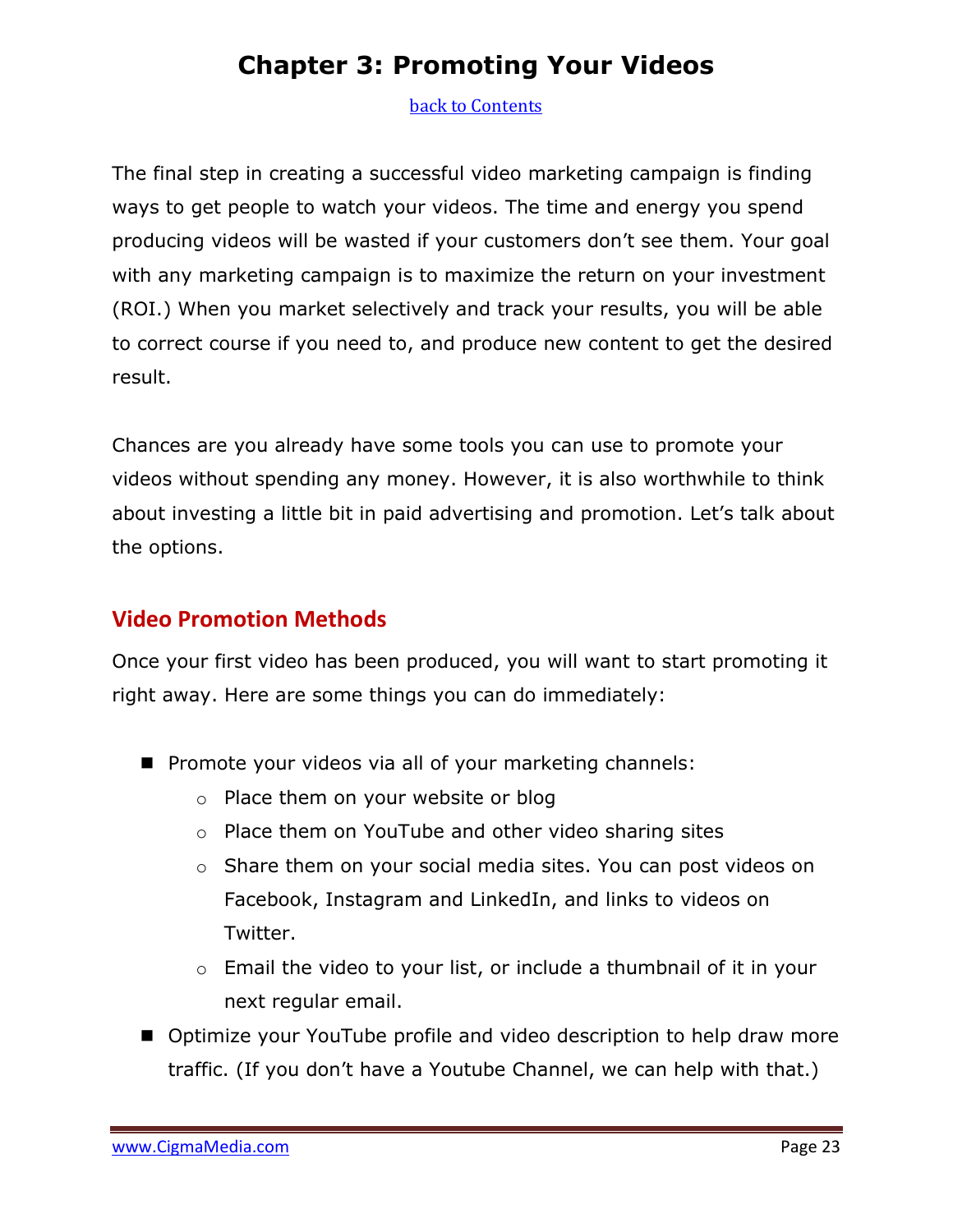# Chapter 3: Promoting Your Videos

back to Contents

The final step in creating a successful video marketing campaign is finding ways to get people to watch your videos. The time and energy you spend producing videos will be wasted if your customers don't see them. Your goal with any marketing campaign is to maximize the return on your investment (ROI.) When you market selectively and track your results, you will be able to correct course if you need to, and produce new content to get the desired result.

Chances are you already have some tools you can use to promote your videos without spending any money. However, it is also worthwhile to think about investing a little bit in paid advertising and promotion. Let's talk about the options.

## Video Promotion Methods

Once your first video has been produced, you will want to start promoting it right away. Here are some things you can do immediately:

- Promote your videos via all of your marketing channels:
  - Place them on your website or blog
  - Place them on YouTube and other video sharing sites
  - Share them on your social media sites. You can post videos on Facebook, Instagram and LinkedIn, and links to videos on Twitter.
  - Email the video to your list, or include a thumbnail of it in your next regular email.
- Optimize your YouTube profile and video description to help draw more traffic. (If you don't have a Youtube Channel, we can help with that.)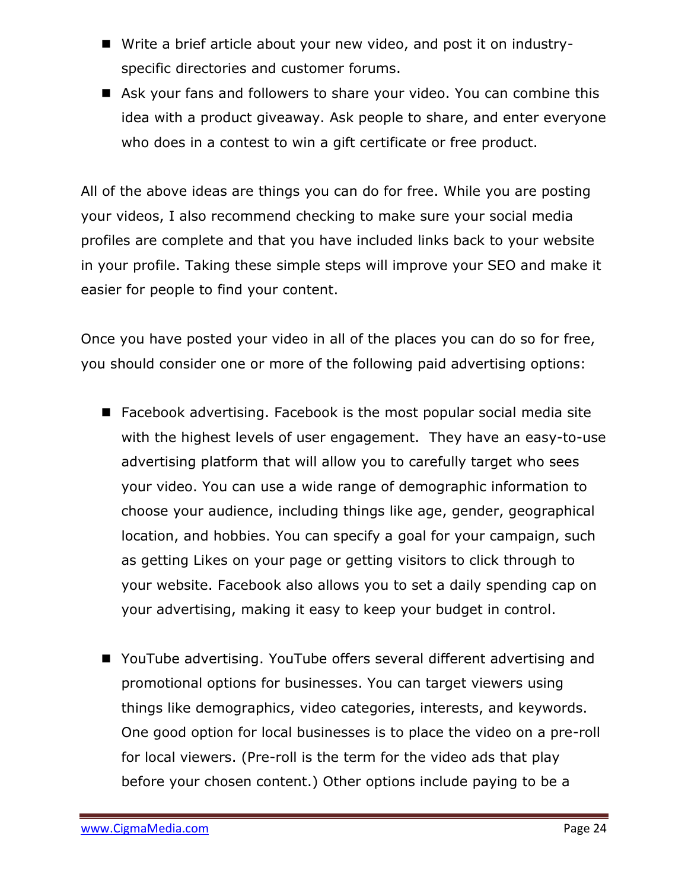- Write a brief article about your new video, and post it on industry-specific directories and customer forums.
- Ask your fans and followers to share your video. You can combine this idea with a product giveaway. Ask people to share, and enter everyone who does in a contest to win a gift certificate or free product.

All of the above ideas are things you can do for free. While you are posting your videos, I also recommend checking to make sure your social media profiles are complete and that you have included links back to your website in your profile. Taking these simple steps will improve your SEO and make it easier for people to find your content.

Once you have posted your video in all of the places you can do so for free, you should consider one or more of the following paid advertising options:

- Facebook advertising. Facebook is the most popular social media site with the highest levels of user engagement.  They have an easy-to-use advertising platform that will allow you to carefully target who sees your video. You can use a wide range of demographic information to choose your audience, including things like age, gender, geographical location, and hobbies. You can specify a goal for your campaign, such as getting Likes on your page or getting visitors to click through to your website. Facebook also allows you to set a daily spending cap on your advertising, making it easy to keep your budget in control.

- YouTube advertising. YouTube offers several different advertising and promotional options for businesses. You can target viewers using things like demographics, video categories, interests, and keywords. One good option for local businesses is to place the video on a pre-roll for local viewers. (Pre-roll is the term for the video ads that play before your chosen content.) Other options include paying to be a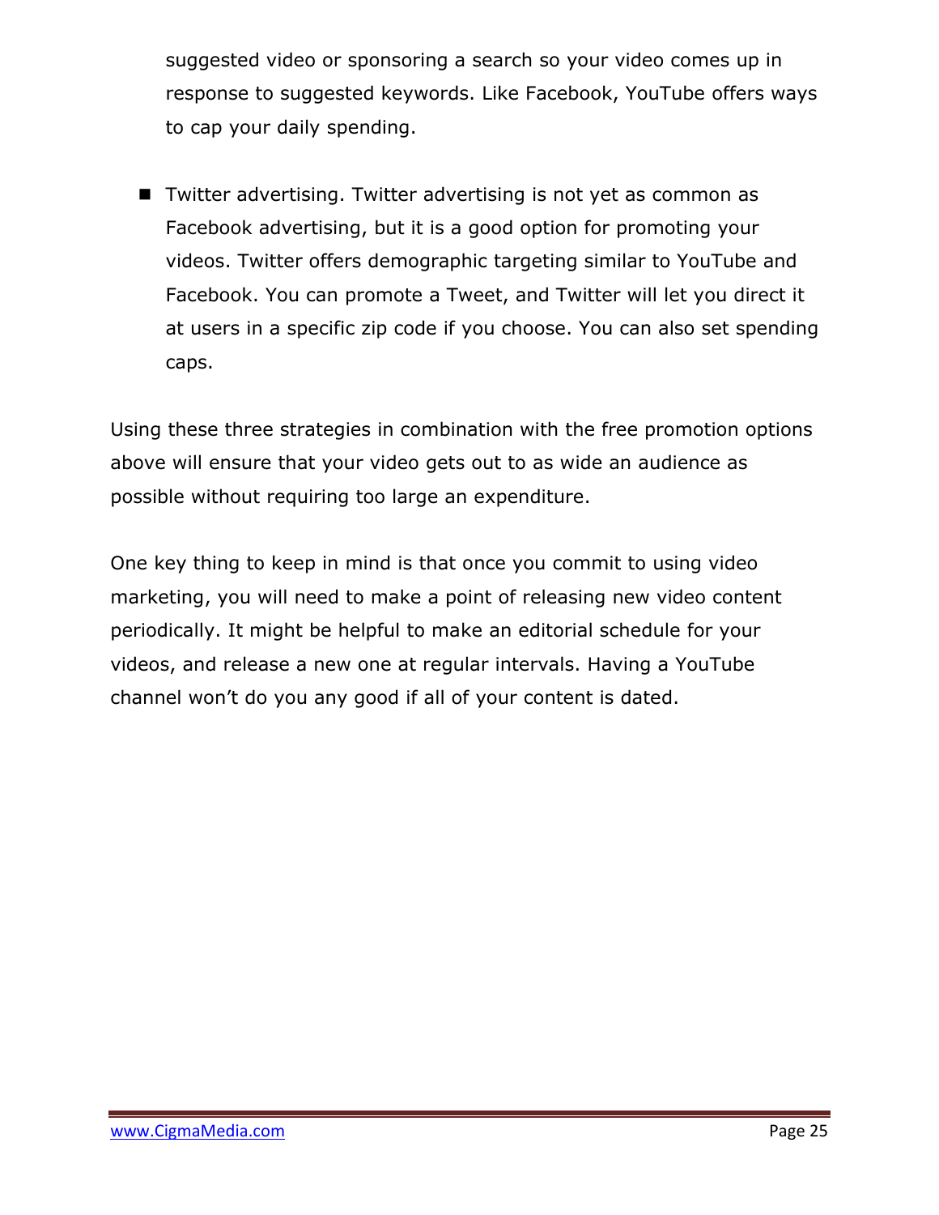suggested video or sponsoring a search so your video comes up in response to suggested keywords. Like Facebook, YouTube offers ways to cap your daily spending.

- Twitter advertising. Twitter advertising is not yet as common as Facebook advertising, but it is a good option for promoting your videos. Twitter offers demographic targeting similar to YouTube and Facebook. You can promote a Tweet, and Twitter will let you direct it at users in a specific zip code if you choose. You can also set spending caps.

Using these three strategies in combination with the free promotion options above will ensure that your video gets out to as wide an audience as possible without requiring too large an expenditure.

One key thing to keep in mind is that once you commit to using video marketing, you will need to make a point of releasing new video content periodically. It might be helpful to make an editorial schedule for your videos, and release a new one at regular intervals. Having a YouTube channel won't do you any good if all of your content is dated.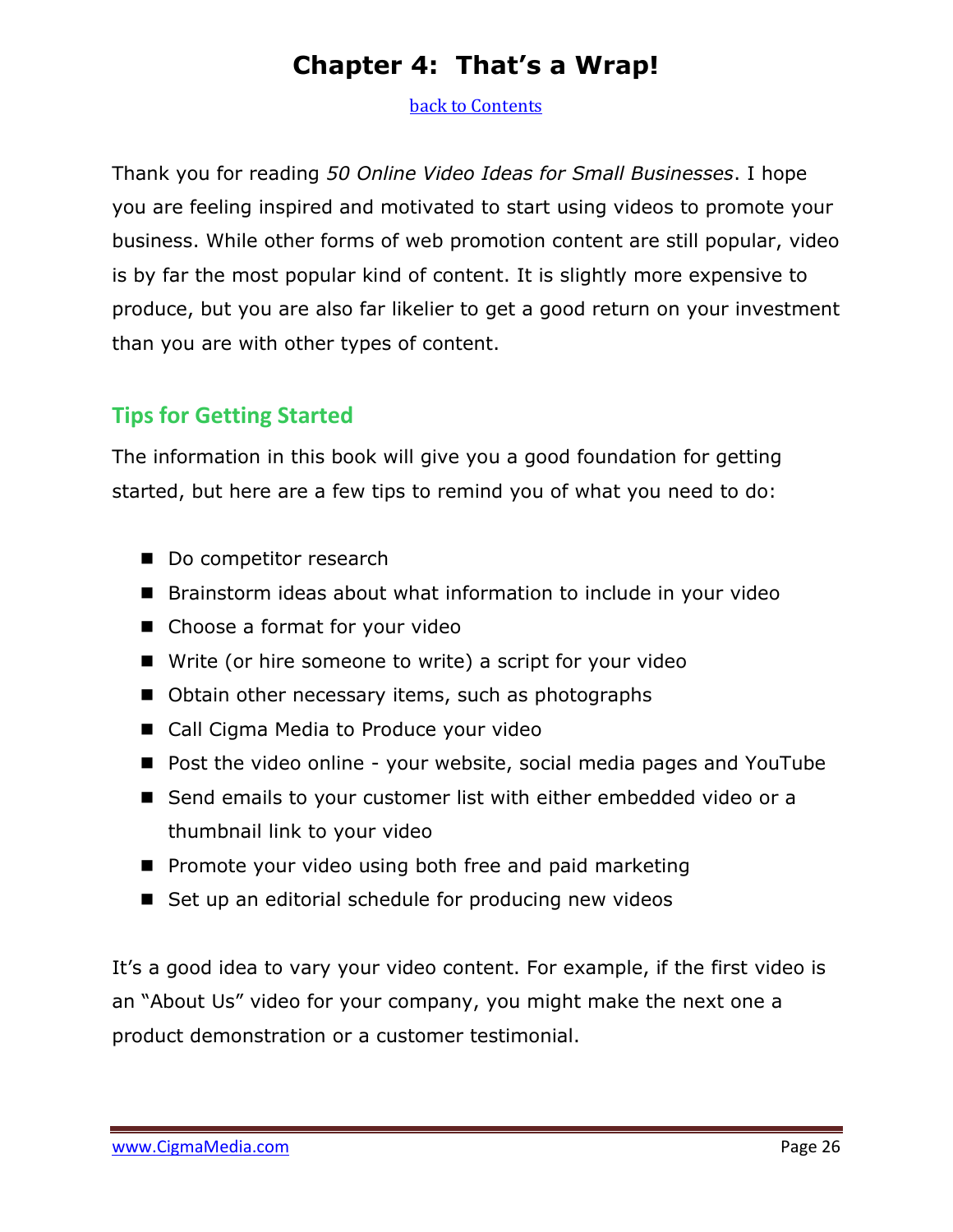# Chapter 4: That's a Wrap!

back to Contents

Thank you for reading *50 Online Video Ideas for Small Businesses*. I hope you are feeling inspired and motivated to start using videos to promote your business. While other forms of web promotion content are still popular, video is by far the most popular kind of content. It is slightly more expensive to produce, but you are also far likelier to get a good return on your investment than you are with other types of content.

## Tips for Getting Started

The information in this book will give you a good foundation for getting started, but here are a few tips to remind you of what you need to do:

- Do competitor research
- Brainstorm ideas about what information to include in your video
- Choose a format for your video
- Write (or hire someone to write) a script for your video
- Obtain other necessary items, such as photographs
- Call Cigma Media to Produce your video
- Post the video online - your website, social media pages and YouTube
- Send emails to your customer list with either embedded video or a thumbnail link to your video
- Promote your video using both free and paid marketing
- Set up an editorial schedule for producing new videos

It's a good idea to vary your video content. For example, if the first video is an "About Us" video for your company, you might make the next one a product demonstration or a customer testimonial.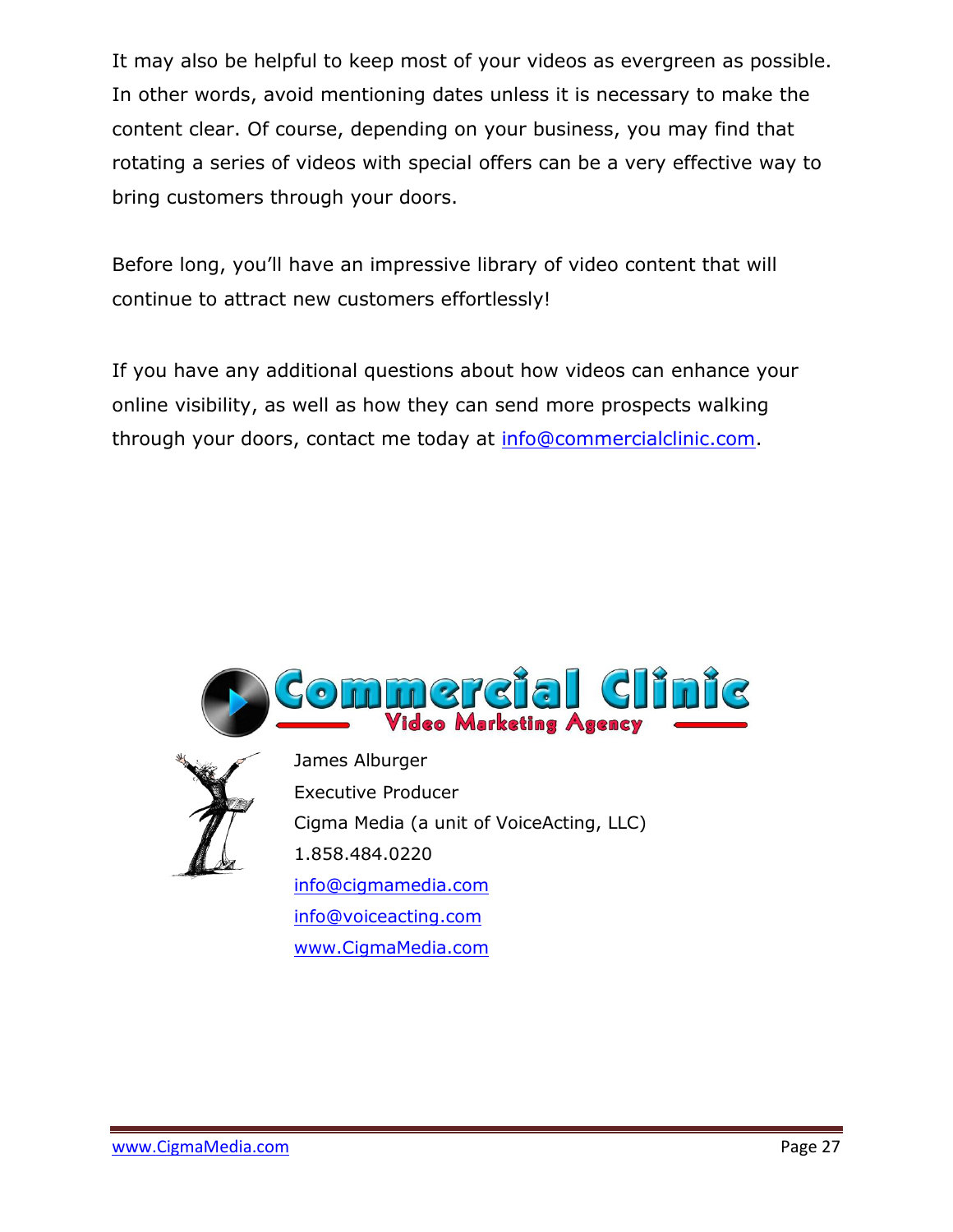It may also be helpful to keep most of your videos as evergreen as possible. In other words, avoid mentioning dates unless it is necessary to make the content clear. Of course, depending on your business, you may find that rotating a series of videos with special offers can be a very effective way to bring customers through your doors.

Before long, you'll have an impressive library of video content that will continue to attract new customers effortlessly!

If you have any additional questions about how videos can enhance your online visibility, as well as how they can send more prospects walking through your doors, contact me today at info@commercialclinic.com.

Commercial Clinic

Video Marketing Agency

James Alburger
Executive Producer
Cigma Media (a unit of VoiceActing, LLC)
1.858.484.0220
info@cigmamedia.com
info@voiceacting.com
www.CigmaMedia.com